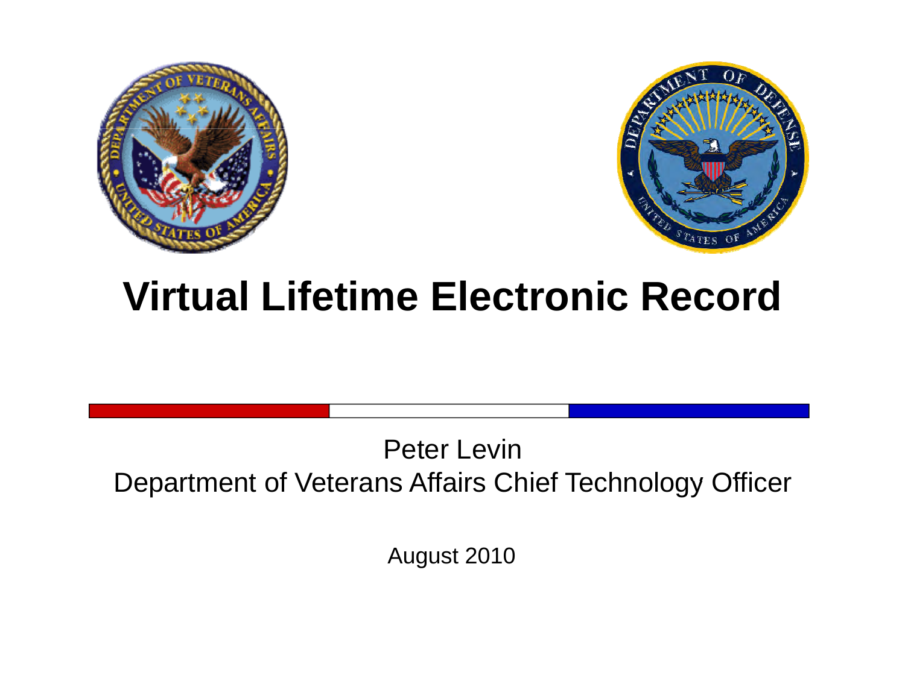# Virtual Lifetime Electronic Record

Peter Levin
Department of Veterans Affairs Chief Technology Officer

August 2010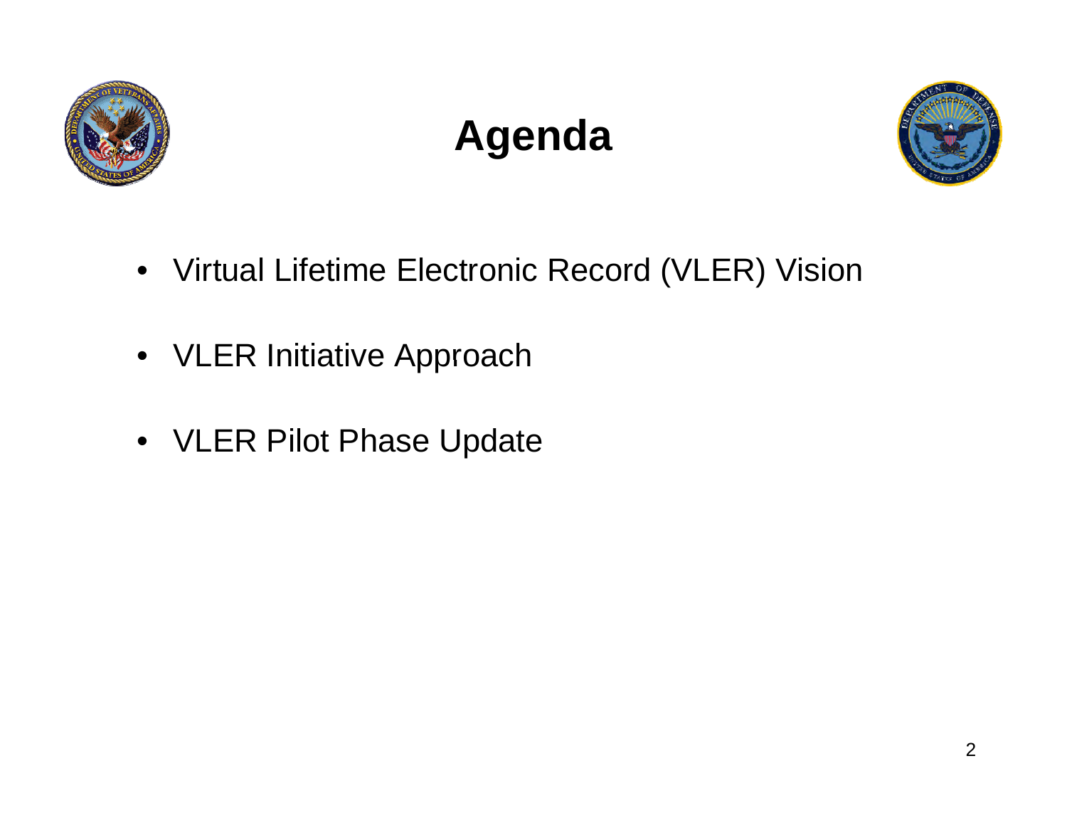# Agenda

- Virtual Lifetime Electronic Record (VLER) Vision
- VLER Initiative Approach
- VLER Pilot Phase Update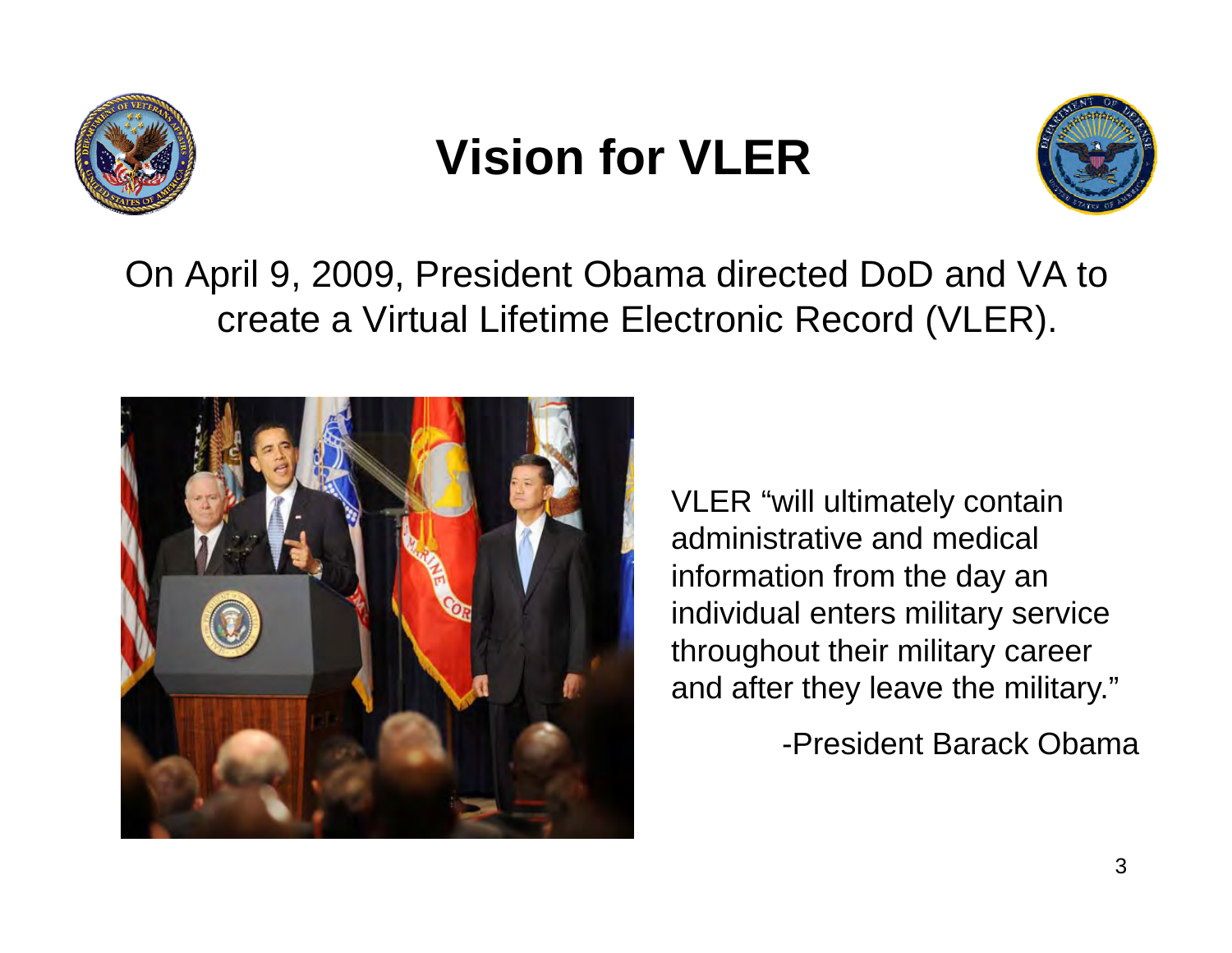# Vision for VLER

On April 9, 2009, President Obama directed DoD and VA to create a Virtual Lifetime Electronic Record (VLER).

VLER "will ultimately contain administrative and medical information from the day an individual enters military service throughout their military career and after they leave the military."

-President Barack Obama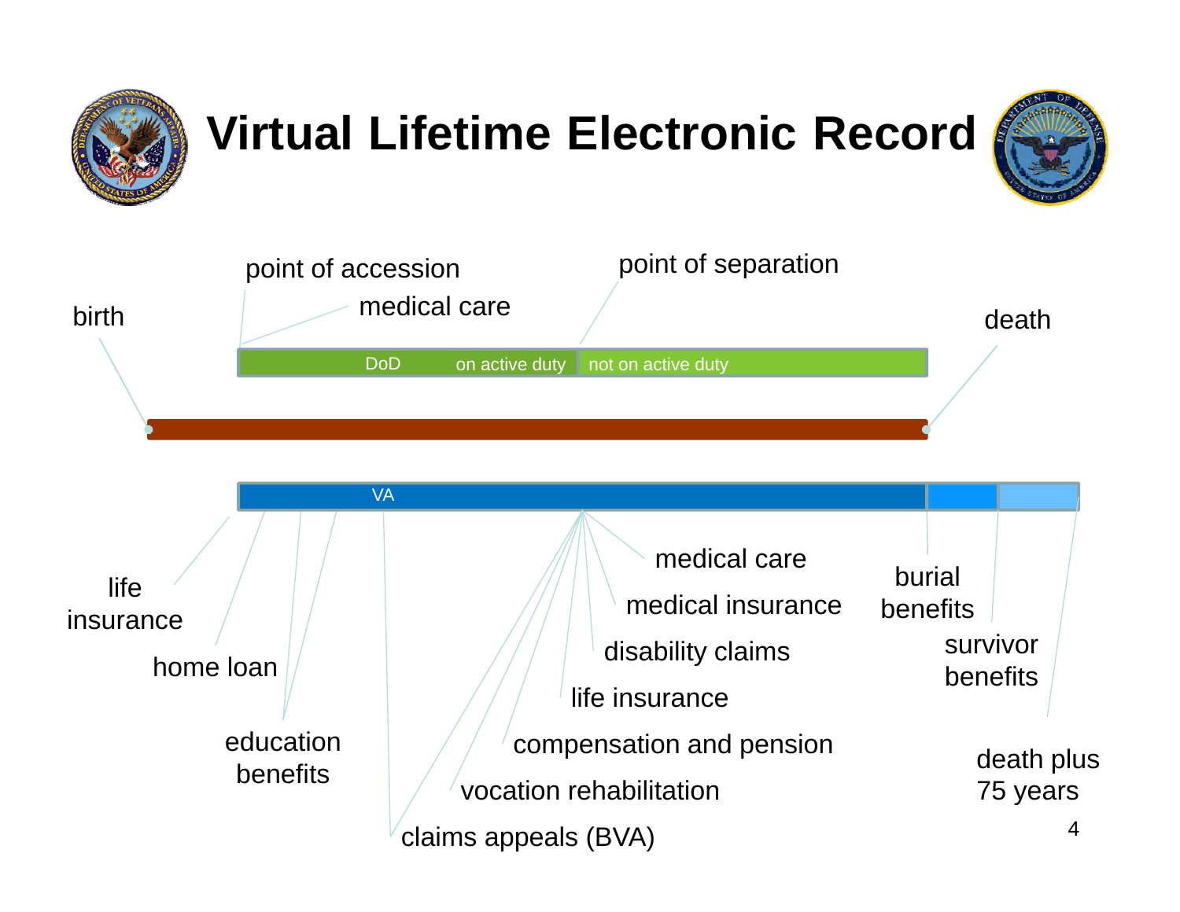# Virtual Lifetime Electronic Record

birth

point of accession

medical care

point of separation

death

DoD

on active duty

not on active duty

VA

life insurance

home loan

education benefits

claims appeals (BVA)

vocation rehabilitation

compensation and pension

life insurance

disability claims

medical insurance

medical care

burial benefits

survivor benefits

death plus 75 years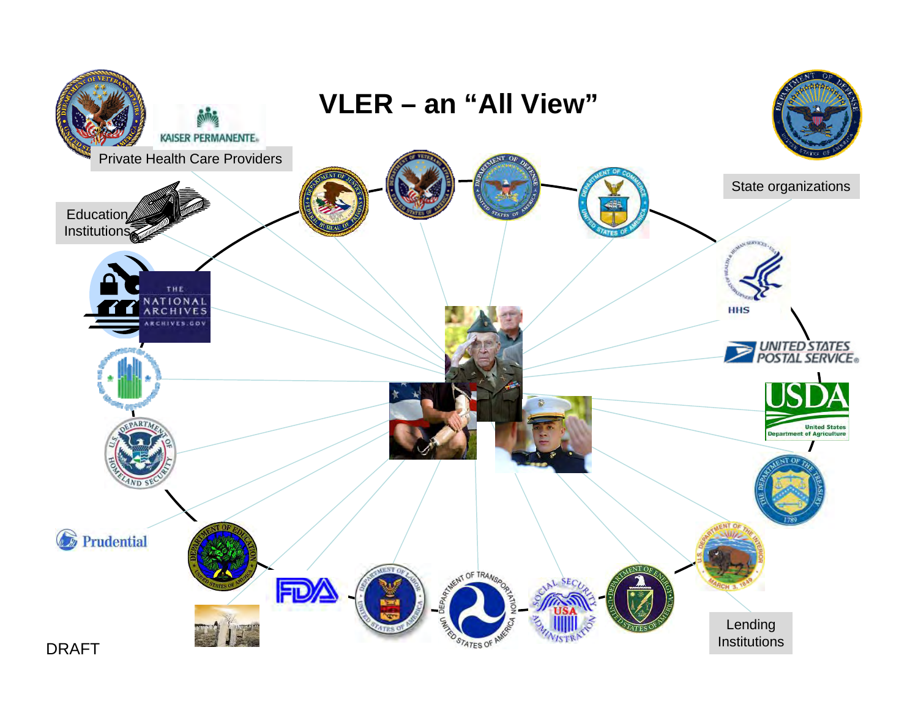# VLER – an "All View"

Private Health Care Providers

Education Institutions

State organizations

Lending Institutions

DRAFT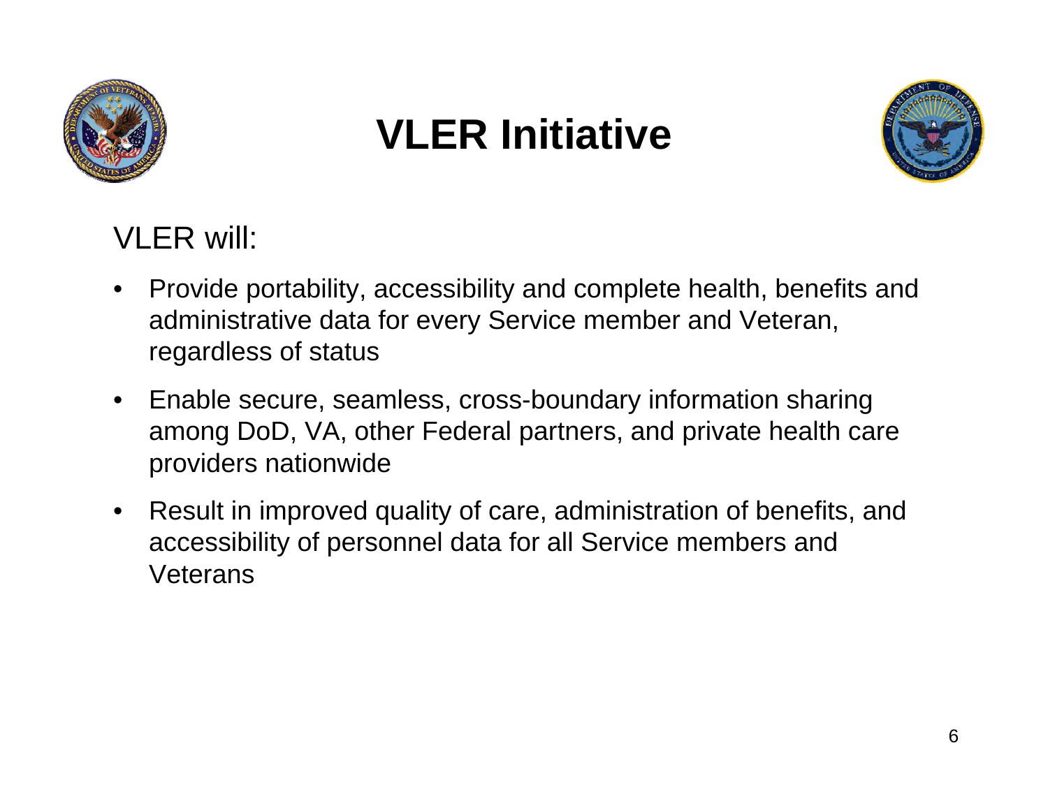# VLER Initiative

VLER will:

- Provide portability, accessibility and complete health, benefits and administrative data for every Service member and Veteran, regardless of status
- Enable secure, seamless, cross-boundary information sharing among DoD, VA, other Federal partners, and private health care providers nationwide
- Result in improved quality of care, administration of benefits, and accessibility of personnel data for all Service members and Veterans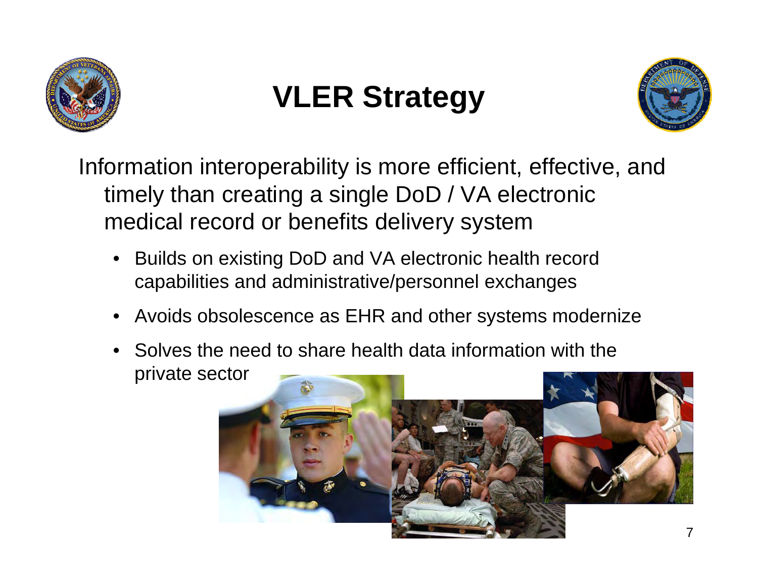# VLER Strategy

Information interoperability is more efficient, effective, and timely than creating a single DoD / VA electronic medical record or benefits delivery system

- Builds on existing DoD and VA electronic health record capabilities and administrative/personnel exchanges
- Avoids obsolescence as EHR and other systems modernize
- Solves the need to share health data information with the private sector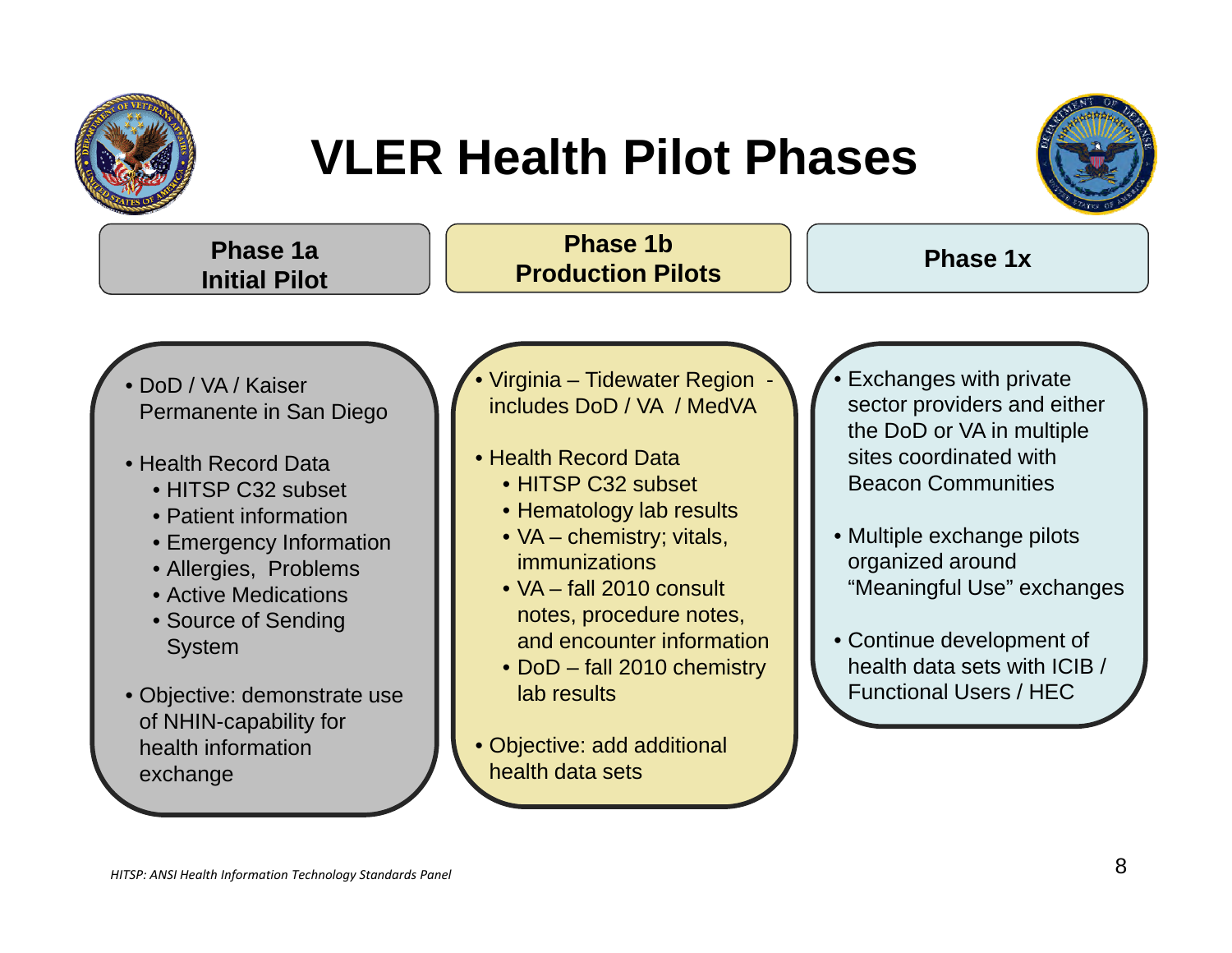# VLER Health Pilot Phases

## Phase 1a
### Initial Pilot

- DoD / VA / Kaiser Permanente in San Diego
- Health Record Data
  - HITSP C32 subset
  - Patient information
  - Emergency Information
  - Allergies, Problems
  - Active Medications
  - Source of Sending System
- Objective: demonstrate use of NHIN-capability for health information exchange

## Phase 1b
### Production Pilots

- Virginia – Tidewater Region - includes DoD / VA / MedVA
- Health Record Data
  - HITSP C32 subset
  - Hematology lab results
  - VA – chemistry; vitals, immunizations
  - VA – fall 2010 consult notes, procedure notes, and encounter information
  - DoD – fall 2010 chemistry lab results
- Objective: add additional health data sets

## Phase 1x

- Exchanges with private sector providers and either the DoD or VA in multiple sites coordinated with Beacon Communities
- Multiple exchange pilots organized around "Meaningful Use" exchanges
- Continue development of health data sets with ICIB / Functional Users / HEC

*HITSP: ANSI Health Information Technology Standards Panel*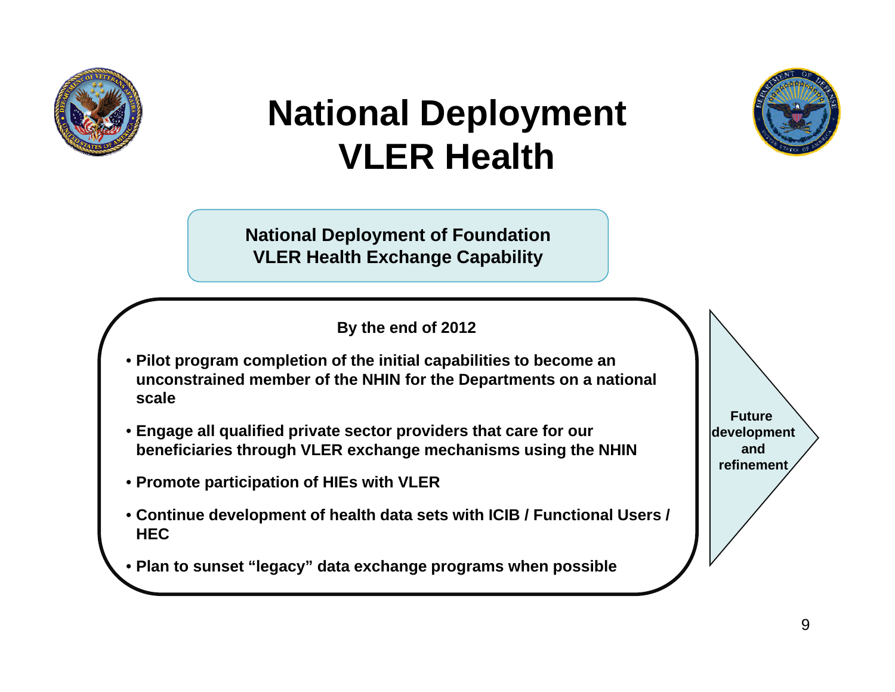# National Deployment VLER Health

**National Deployment of Foundation VLER Health Exchange Capability**

**By the end of 2012**

- **Pilot program completion of the initial capabilities to become an unconstrained member of the NHIN for the Departments on a national scale**
- **Engage all qualified private sector providers that care for our beneficiaries through VLER exchange mechanisms using the NHIN**
- **Promote participation of HIEs with VLER**
- **Continue development of health data sets with ICIB / Functional Users / HEC**
- **Plan to sunset "legacy" data exchange programs when possible**

**Future development and refinement**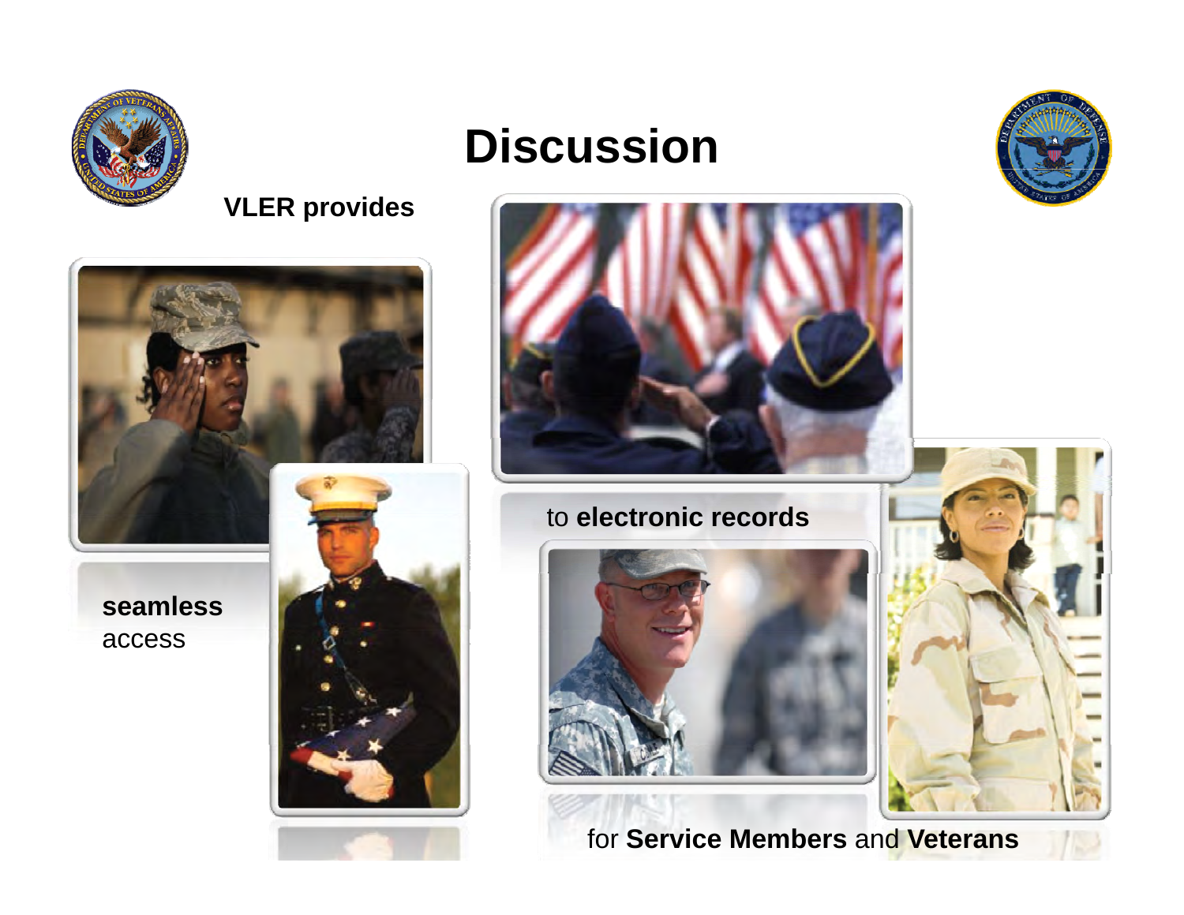# Discussion

**VLER provides**

**seamless** access

to **electronic records**

for **Service Members** and **Veterans**